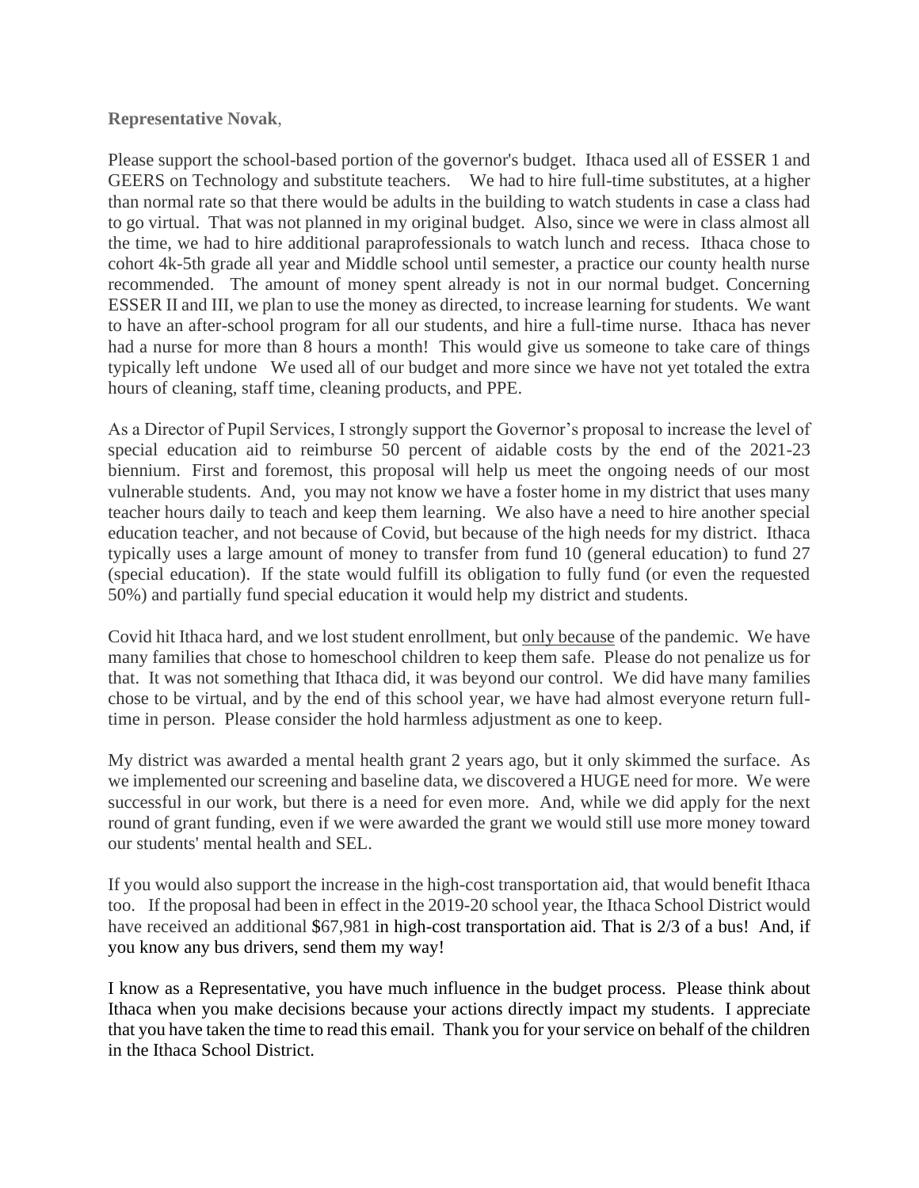**Representative Novak**,

Please support the school-based portion of the governor's budget. Ithaca used all of ESSER 1 and GEERS on Technology and substitute teachers. We had to hire full-time substitutes, at a higher than normal rate so that there would be adults in the building to watch students in case a class had to go virtual. That was not planned in my original budget. Also, since we were in class almost all the time, we had to hire additional paraprofessionals to watch lunch and recess. Ithaca chose to cohort 4k-5th grade all year and Middle school until semester, a practice our county health nurse recommended. The amount of money spent already is not in our normal budget. Concerning ESSER II and III, we plan to use the money as directed, to increase learning for students. We want to have an after-school program for all our students, and hire a full-time nurse. Ithaca has never had a nurse for more than 8 hours a month! This would give us someone to take care of things typically left undone We used all of our budget and more since we have not yet totaled the extra hours of cleaning, staff time, cleaning products, and PPE.

As a Director of Pupil Services, I strongly support the Governor's proposal to increase the level of special education aid to reimburse 50 percent of aidable costs by the end of the 2021-23 biennium. First and foremost, this proposal will help us meet the ongoing needs of our most vulnerable students. And, you may not know we have a foster home in my district that uses many teacher hours daily to teach and keep them learning. We also have a need to hire another special education teacher, and not because of Covid, but because of the high needs for my district. Ithaca typically uses a large amount of money to transfer from fund 10 (general education) to fund 27 (special education). If the state would fulfill its obligation to fully fund (or even the requested 50%) and partially fund special education it would help my district and students.

Covid hit Ithaca hard, and we lost student enrollment, but <u>only because</u> of the pandemic. We have many families that chose to homeschool children to keep them safe. Please do not penalize us for that. It was not something that Ithaca did, it was beyond our control. We did have many families chose to be virtual, and by the end of this school year, we have had almost everyone return full-time in person. Please consider the hold harmless adjustment as one to keep.

My district was awarded a mental health grant 2 years ago, but it only skimmed the surface. As we implemented our screening and baseline data, we discovered a HUGE need for more. We were successful in our work, but there is a need for even more. And, while we did apply for the next round of grant funding, even if we were awarded the grant we would still use more money toward our students' mental health and SEL.

If you would also support the increase in the high-cost transportation aid, that would benefit Ithaca too. If the proposal had been in effect in the 2019-20 school year, the Ithaca School District would have received an additional $67,981 in high-cost transportation aid. That is 2/3 of a bus! And, if you know any bus drivers, send them my way!

I know as a Representative, you have much influence in the budget process. Please think about Ithaca when you make decisions because your actions directly impact my students. I appreciate that you have taken the time to read this email. Thank you for your service on behalf of the children in the Ithaca School District.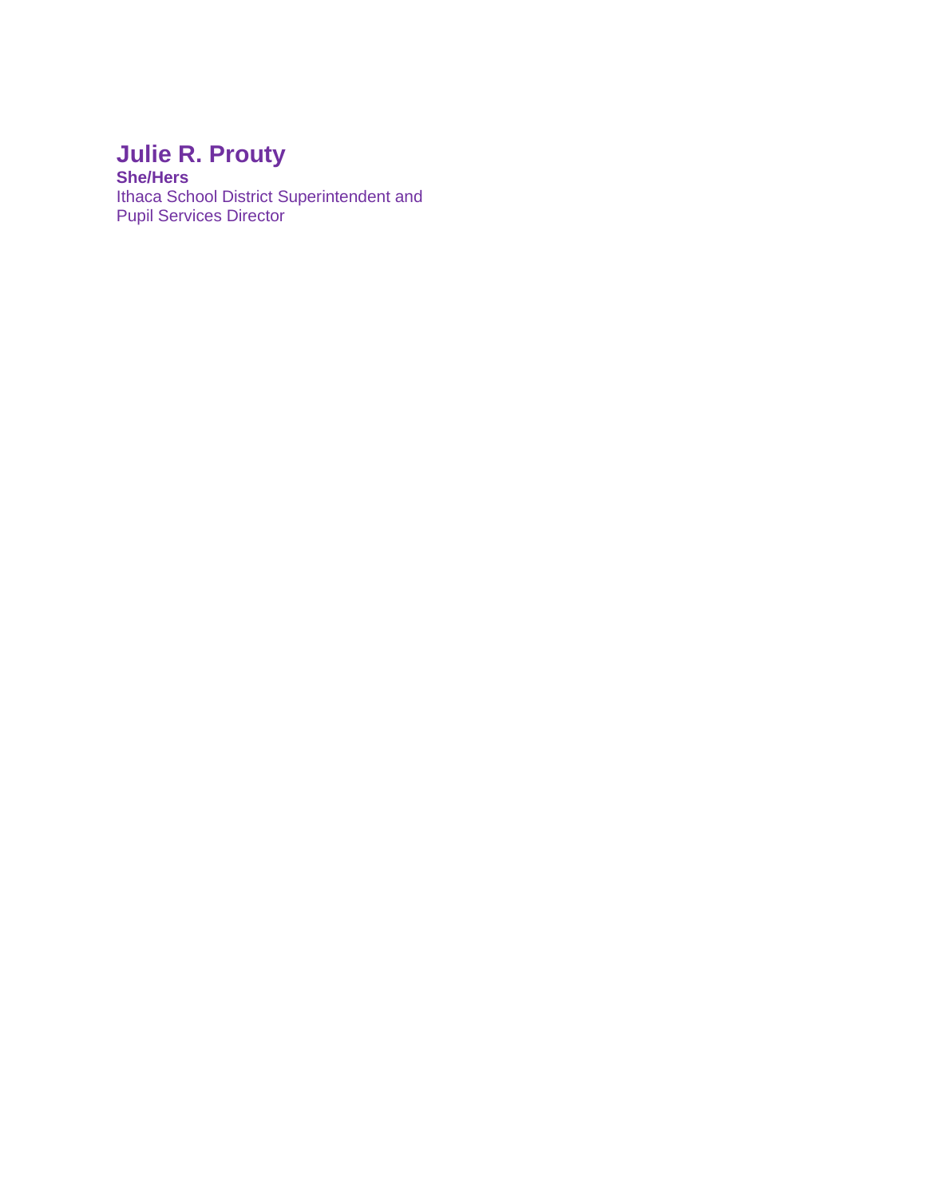**Julie R. Prouty**
**She/Hers**
Ithaca School District Superintendent and
Pupil Services Director